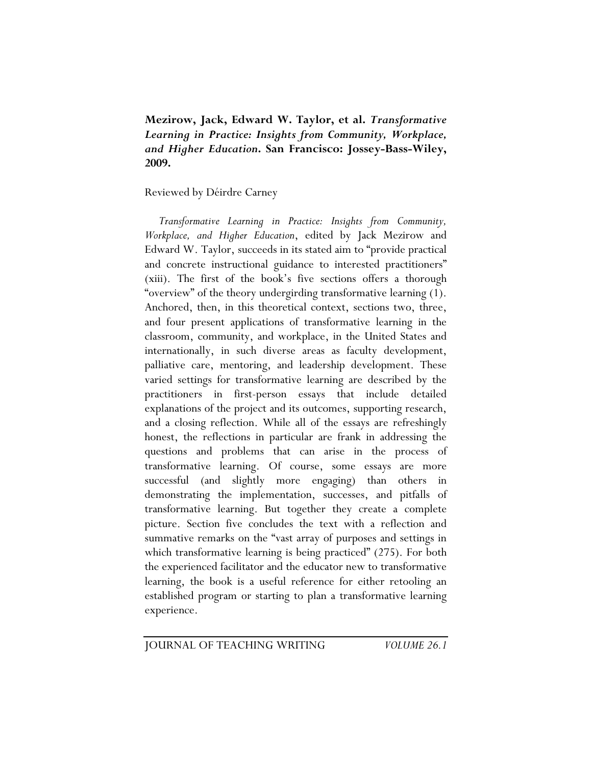**Mezirow, Jack, Edward W. Taylor, et al. *Transformative Learning in Practice: Insights from Community, Workplace, and Higher Education*. San Francisco: Jossey-Bass-Wiley, 2009.**

Reviewed by Déirdre Carney

*Transformative Learning in Practice: Insights from Community, Workplace, and Higher Education*, edited by Jack Mezirow and Edward W. Taylor, succeeds in its stated aim to "provide practical and concrete instructional guidance to interested practitioners" (xiii). The first of the book's five sections offers a thorough "overview" of the theory undergirding transformative learning (1). Anchored, then, in this theoretical context, sections two, three, and four present applications of transformative learning in the classroom, community, and workplace, in the United States and internationally, in such diverse areas as faculty development, palliative care, mentoring, and leadership development. These varied settings for transformative learning are described by the practitioners in first-person essays that include detailed explanations of the project and its outcomes, supporting research, and a closing reflection. While all of the essays are refreshingly honest, the reflections in particular are frank in addressing the questions and problems that can arise in the process of transformative learning. Of course, some essays are more successful (and slightly more engaging) than others in demonstrating the implementation, successes, and pitfalls of transformative learning. But together they create a complete picture. Section five concludes the text with a reflection and summative remarks on the "vast array of purposes and settings in which transformative learning is being practiced" (275). For both the experienced facilitator and the educator new to transformative learning, the book is a useful reference for either retooling an established program or starting to plan a transformative learning experience.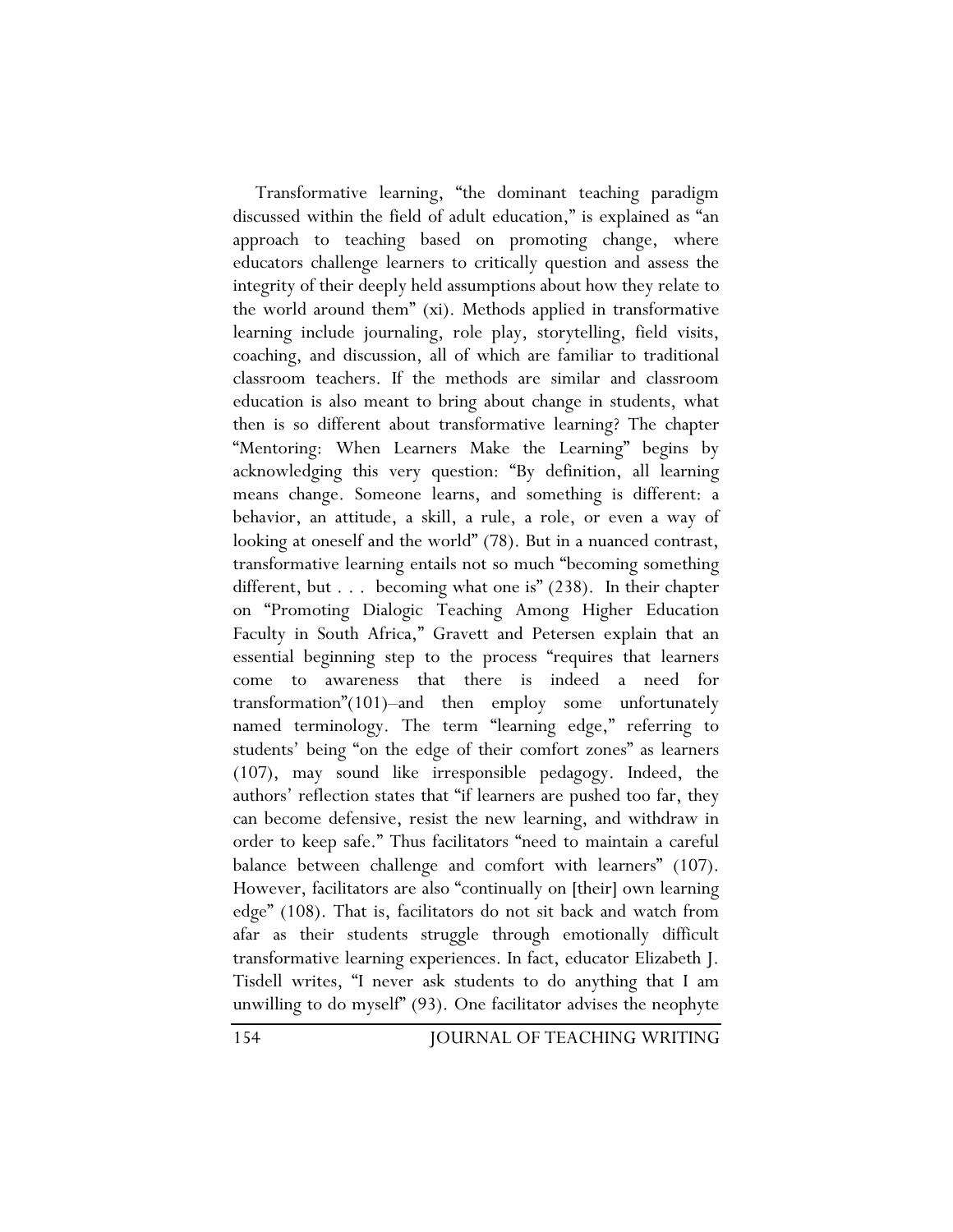Transformative learning, "the dominant teaching paradigm discussed within the field of adult education," is explained as "an approach to teaching based on promoting change, where educators challenge learners to critically question and assess the integrity of their deeply held assumptions about how they relate to the world around them" (xi). Methods applied in transformative learning include journaling, role play, storytelling, field visits, coaching, and discussion, all of which are familiar to traditional classroom teachers. If the methods are similar and classroom education is also meant to bring about change in students, what then is so different about transformative learning? The chapter "Mentoring: When Learners Make the Learning" begins by acknowledging this very question: "By definition, all learning means change. Someone learns, and something is different: a behavior, an attitude, a skill, a rule, a role, or even a way of looking at oneself and the world" (78). But in a nuanced contrast, transformative learning entails not so much "becoming something different, but . . . becoming what one is" (238). In their chapter on "Promoting Dialogic Teaching Among Higher Education Faculty in South Africa," Gravett and Petersen explain that an essential beginning step to the process "requires that learners come to awareness that there is indeed a need for transformation"(101)–and then employ some unfortunately named terminology. The term "learning edge," referring to students' being "on the edge of their comfort zones" as learners (107), may sound like irresponsible pedagogy. Indeed, the authors' reflection states that "if learners are pushed too far, they can become defensive, resist the new learning, and withdraw in order to keep safe." Thus facilitators "need to maintain a careful balance between challenge and comfort with learners" (107). However, facilitators are also "continually on [their] own learning edge" (108). That is, facilitators do not sit back and watch from afar as their students struggle through emotionally difficult transformative learning experiences. In fact, educator Elizabeth J. Tisdell writes, "I never ask students to do anything that I am unwilling to do myself" (93). One facilitator advises the neophyte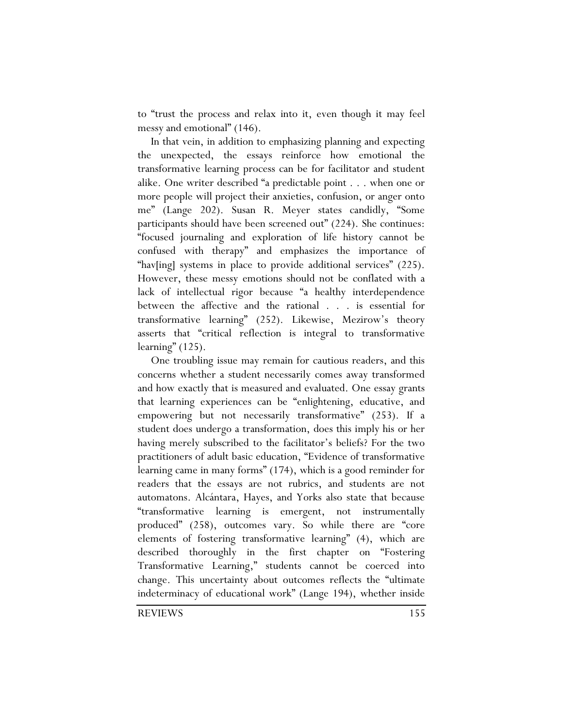to "trust the process and relax into it, even though it may feel messy and emotional" (146).

In that vein, in addition to emphasizing planning and expecting the unexpected, the essays reinforce how emotional the transformative learning process can be for facilitator and student alike. One writer described "a predictable point . . . when one or more people will project their anxieties, confusion, or anger onto me" (Lange 202). Susan R. Meyer states candidly, "Some participants should have been screened out" (224). She continues: "focused journaling and exploration of life history cannot be confused with therapy" and emphasizes the importance of "hav[ing] systems in place to provide additional services" (225). However, these messy emotions should not be conflated with a lack of intellectual rigor because "a healthy interdependence between the affective and the rational . . . is essential for transformative learning" (252). Likewise, Mezirow's theory asserts that "critical reflection is integral to transformative learning" (125).

One troubling issue may remain for cautious readers, and this concerns whether a student necessarily comes away transformed and how exactly that is measured and evaluated. One essay grants that learning experiences can be "enlightening, educative, and empowering but not necessarily transformative" (253). If a student does undergo a transformation, does this imply his or her having merely subscribed to the facilitator's beliefs? For the two practitioners of adult basic education, "Evidence of transformative learning came in many forms" (174), which is a good reminder for readers that the essays are not rubrics, and students are not automatons. Alcántara, Hayes, and Yorks also state that because "transformative learning is emergent, not instrumentally produced" (258), outcomes vary. So while there are "core elements of fostering transformative learning" (4), which are described thoroughly in the first chapter on "Fostering Transformative Learning," students cannot be coerced into change. This uncertainty about outcomes reflects the "ultimate indeterminacy of educational work" (Lange 194), whether inside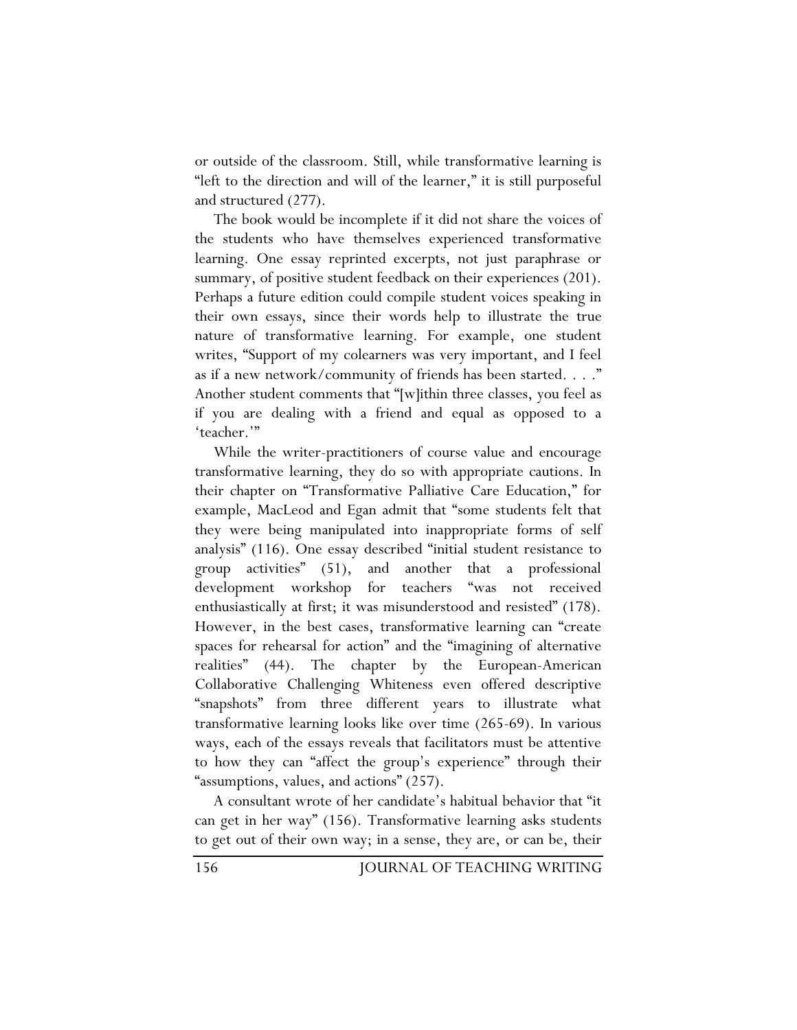or outside of the classroom. Still, while transformative learning is "left to the direction and will of the learner," it is still purposeful and structured (277).

The book would be incomplete if it did not share the voices of the students who have themselves experienced transformative learning. One essay reprinted excerpts, not just paraphrase or summary, of positive student feedback on their experiences (201). Perhaps a future edition could compile student voices speaking in their own essays, since their words help to illustrate the true nature of transformative learning. For example, one student writes, "Support of my colearners was very important, and I feel as if a new network/community of friends has been started. . . ." Another student comments that "[w]ithin three classes, you feel as if you are dealing with a friend and equal as opposed to a 'teacher.'"

While the writer-practitioners of course value and encourage transformative learning, they do so with appropriate cautions. In their chapter on "Transformative Palliative Care Education," for example, MacLeod and Egan admit that "some students felt that they were being manipulated into inappropriate forms of self analysis" (116). One essay described "initial student resistance to group activities" (51), and another that a professional development workshop for teachers "was not received enthusiastically at first; it was misunderstood and resisted" (178). However, in the best cases, transformative learning can "create spaces for rehearsal for action" and the "imagining of alternative realities" (44). The chapter by the European-American Collaborative Challenging Whiteness even offered descriptive "snapshots" from three different years to illustrate what transformative learning looks like over time (265-69). In various ways, each of the essays reveals that facilitators must be attentive to how they can "affect the group's experience" through their "assumptions, values, and actions" (257).

A consultant wrote of her candidate's habitual behavior that "it can get in her way" (156). Transformative learning asks students to get out of their own way; in a sense, they are, or can be, their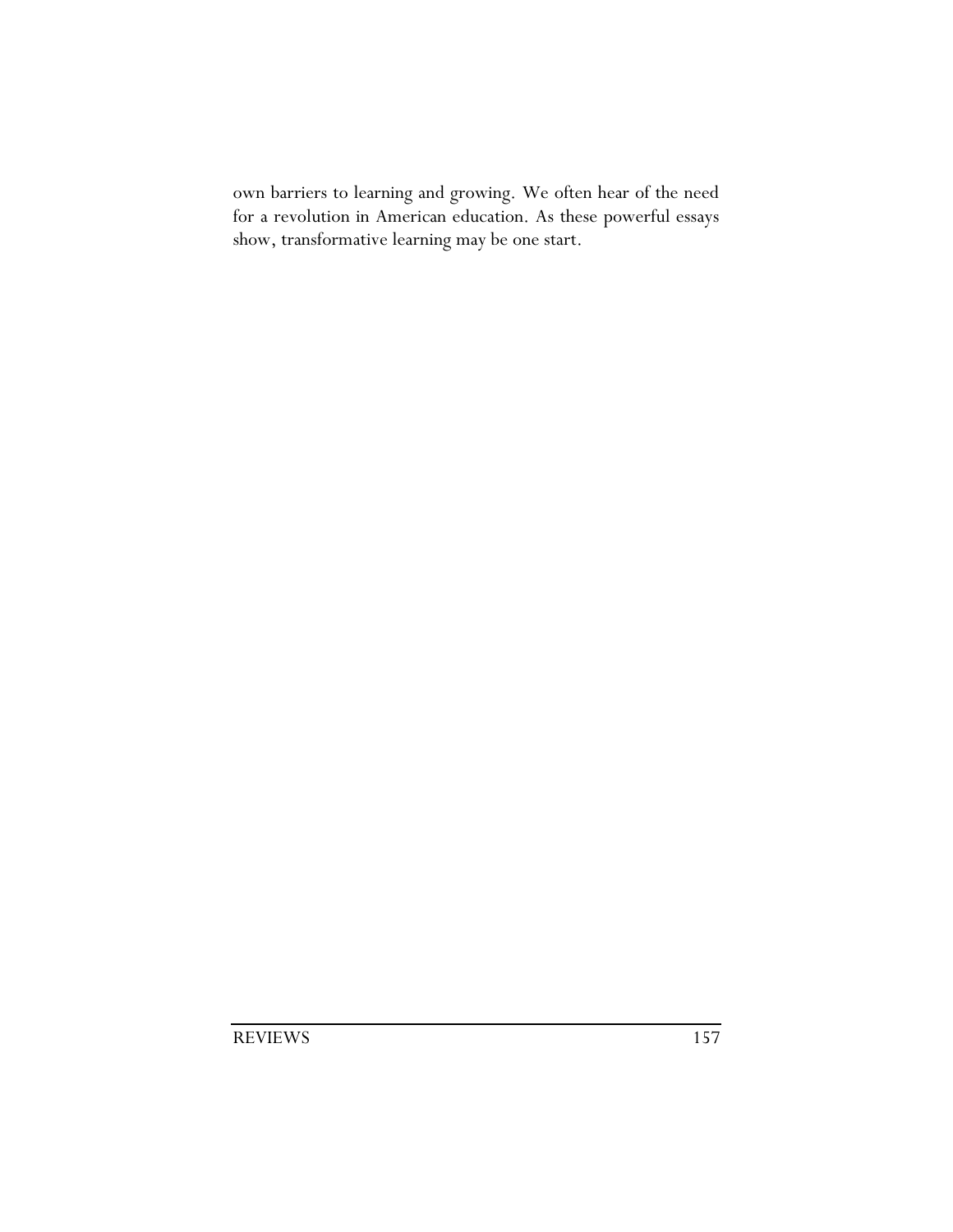own barriers to learning and growing. We often hear of the need for a revolution in American education. As these powerful essays show, transformative learning may be one start.